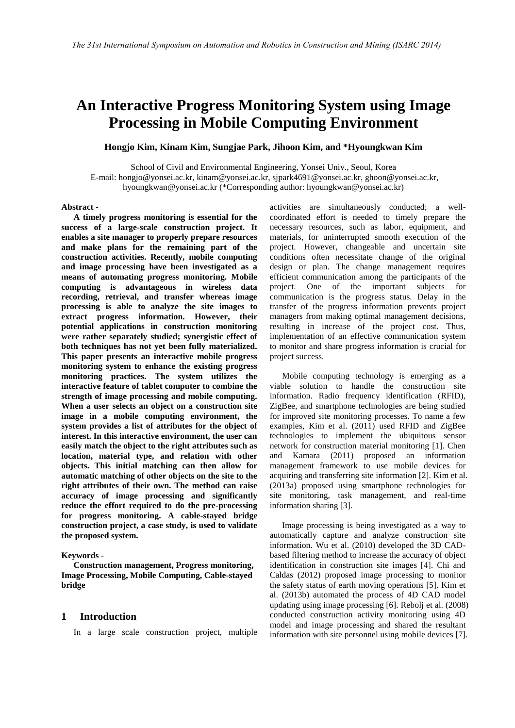# An Interactive Progress Monitoring System using Image Processing in Mobile Computing Environment

**Hongjo Kim, Kinam Kim, Sungjae Park, Jihoon Kim, and \*Hyoungkwan Kim**

School of Civil and Environmental Engineering, Yonsei Univ., Seoul, Korea
E-mail: hongjo@yonsei.ac.kr, kinam@yonsei.ac.kr, sjpark4691@yonsei.ac.kr, ghoon@yonsei.ac.kr, hyoungkwan@yonsei.ac.kr (\*Corresponding author: hyoungkwan@yonsei.ac.kr)

**Abstract -**

**A timely progress monitoring is essential for the success of a large-scale construction project. It enables a site manager to properly prepare resources and make plans for the remaining part of the construction activities. Recently, mobile computing and image processing have been investigated as a means of automating progress monitoring. Mobile computing is advantageous in wireless data recording, retrieval, and transfer whereas image processing is able to analyze the site images to extract progress information. However, their potential applications in construction monitoring were rather separately studied; synergistic effect of both techniques has not yet been fully materialized. This paper presents an interactive mobile progress monitoring system to enhance the existing progress monitoring practices. The system utilizes the interactive feature of tablet computer to combine the strength of image processing and mobile computing. When a user selects an object on a construction site image in a mobile computing environment, the system provides a list of attributes for the object of interest. In this interactive environment, the user can easily match the object to the right attributes such as location, material type, and relation with other objects. This initial matching can then allow for automatic matching of other objects on the site to the right attributes of their own. The method can raise accuracy of image processing and significantly reduce the effort required to do the pre-processing for progress monitoring. A cable-stayed bridge construction project, a case study, is used to validate the proposed system.**

**Keywords -**

**Construction management, Progress monitoring, Image Processing, Mobile Computing, Cable-stayed bridge**

## 1 Introduction

In a large scale construction project, multiple activities are simultaneously conducted; a well-coordinated effort is needed to timely prepare the necessary resources, such as labor, equipment, and materials, for uninterrupted smooth execution of the project. However, changeable and uncertain site conditions often necessitate change of the original design or plan. The change management requires efficient communication among the participants of the project. One of the important subjects for communication is the progress status. Delay in the transfer of the progress information prevents project managers from making optimal management decisions, resulting in increase of the project cost. Thus, implementation of an effective communication system to monitor and share progress information is crucial for project success.

Mobile computing technology is emerging as a viable solution to handle the construction site information. Radio frequency identification (RFID), ZigBee, and smartphone technologies are being studied for improved site monitoring processes. To name a few examples, Kim et al. (2011) used RFID and ZigBee technologies to implement the ubiquitous sensor network for construction material monitoring [1]. Chen and Kamara (2011) proposed an information management framework to use mobile devices for acquiring and transferring site information [2]. Kim et al. (2013a) proposed using smartphone technologies for site monitoring, task management, and real-time information sharing [3].

Image processing is being investigated as a way to automatically capture and analyze construction site information. Wu et al. (2010) developed the 3D CAD-based filtering method to increase the accuracy of object identification in construction site images [4]. Chi and Caldas (2012) proposed image processing to monitor the safety status of earth moving operations [5]. Kim et al. (2013b) automated the process of 4D CAD model updating using image processing [6]. Rebolj et al. (2008) conducted construction activity monitoring using 4D model and image processing and shared the resultant information with site personnel using mobile devices [7].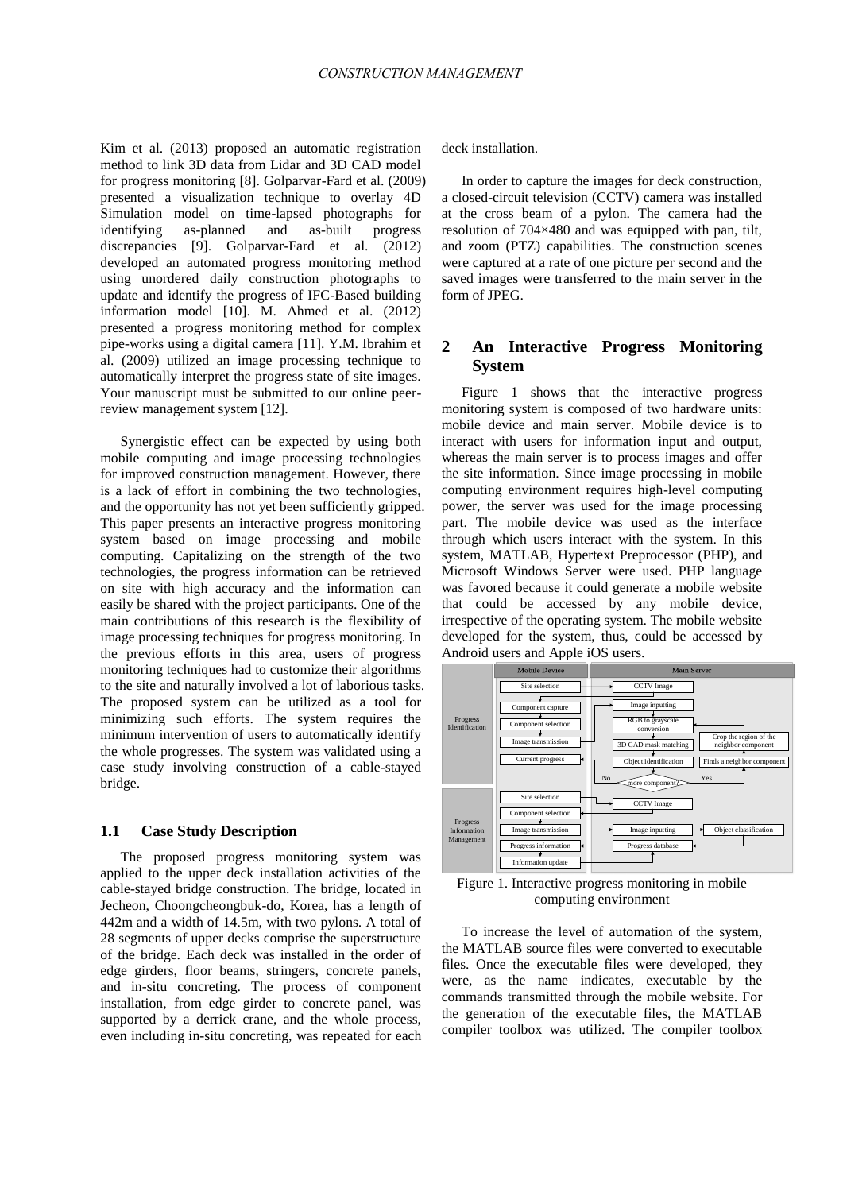Kim et al. (2013) proposed an automatic registration method to link 3D data from Lidar and 3D CAD model for progress monitoring [8]. Golparvar-Fard et al. (2009) presented a visualization technique to overlay 4D Simulation model on time-lapsed photographs for identifying as-planned and as-built progress discrepancies [9]. Golparvar-Fard et al. (2012) developed an automated progress monitoring method using unordered daily construction photographs to update and identify the progress of IFC-Based building information model [10]. M. Ahmed et al. (2012) presented a progress monitoring method for complex pipe-works using a digital camera [11]. Y.M. Ibrahim et al. (2009) utilized an image processing technique to automatically interpret the progress state of site images. Your manuscript must be submitted to our online peer-review management system [12].

Synergistic effect can be expected by using both mobile computing and image processing technologies for improved construction management. However, there is a lack of effort in combining the two technologies, and the opportunity has not yet been sufficiently gripped. This paper presents an interactive progress monitoring system based on image processing and mobile computing. Capitalizing on the strength of the two technologies, the progress information can be retrieved on site with high accuracy and the information can easily be shared with the project participants. One of the main contributions of this research is the flexibility of image processing techniques for progress monitoring. In the previous efforts in this area, users of progress monitoring techniques had to customize their algorithms to the site and naturally involved a lot of laborious tasks. The proposed system can be utilized as a tool for minimizing such efforts. The system requires the minimum intervention of users to automatically identify the whole progresses. The system was validated using a case study involving construction of a cable-stayed bridge.

### 1.1 Case Study Description

The proposed progress monitoring system was applied to the upper deck installation activities of the cable-stayed bridge construction. The bridge, located in Jecheon, Choongcheongbuk-do, Korea, has a length of 442m and a width of 14.5m, with two pylons. A total of 28 segments of upper decks comprise the superstructure of the bridge. Each deck was installed in the order of edge girders, floor beams, stringers, concrete panels, and in-situ concreting. The process of component installation, from edge girder to concrete panel, was supported by a derrick crane, and the whole process, even including in-situ concreting, was repeated for each deck installation.

In order to capture the images for deck construction, a closed-circuit television (CCTV) camera was installed at the cross beam of a pylon. The camera had the resolution of 704×480 and was equipped with pan, tilt, and zoom (PTZ) capabilities. The construction scenes were captured at a rate of one picture per second and the saved images were transferred to the main server in the form of JPEG.

## 2 An Interactive Progress Monitoring System

Figure 1 shows that the interactive progress monitoring system is composed of two hardware units: mobile device and main server. Mobile device is to interact with users for information input and output, whereas the main server is to process images and offer the site information. Since image processing in mobile computing environment requires high-level computing power, the server was used for the image processing part. The mobile device was used as the interface through which users interact with the system. In this system, MATLAB, Hypertext Preprocessor (PHP), and Microsoft Windows Server were used. PHP language was favored because it could generate a mobile website that could be accessed by any mobile device, irrespective of the operating system. The mobile website developed for the system, thus, could be accessed by Android users and Apple iOS users.

Figure 1. Interactive progress monitoring in mobile computing environment

To increase the level of automation of the system, the MATLAB source files were converted to executable files. Once the executable files were developed, they were, as the name indicates, executable by the commands transmitted through the mobile website. For the generation of the executable files, the MATLAB compiler toolbox was utilized. The compiler toolbox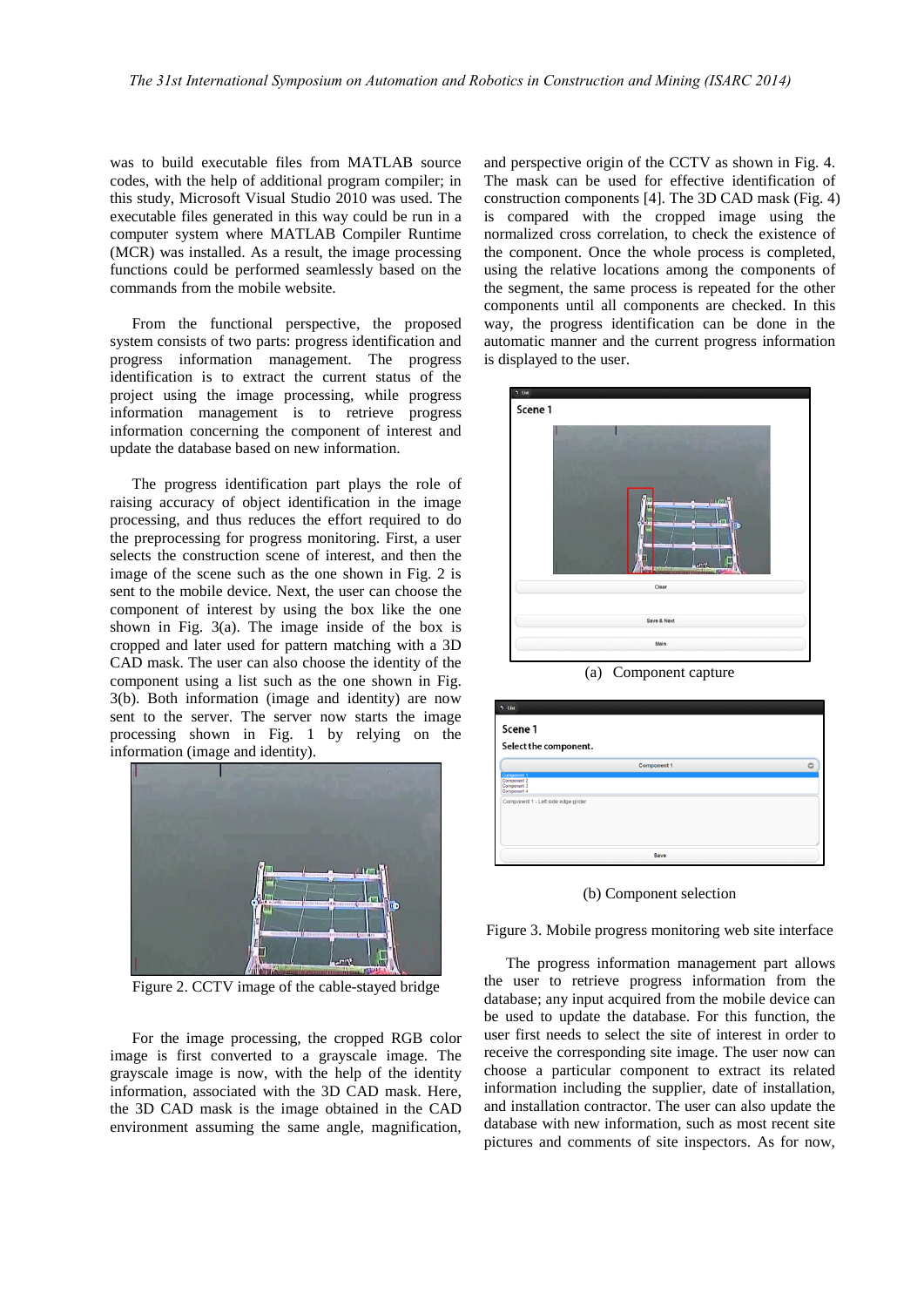was to build executable files from MATLAB source codes, with the help of additional program compiler; in this study, Microsoft Visual Studio 2010 was used. The executable files generated in this way could be run in a computer system where MATLAB Compiler Runtime (MCR) was installed. As a result, the image processing functions could be performed seamlessly based on the commands from the mobile website.

From the functional perspective, the proposed system consists of two parts: progress identification and progress information management. The progress identification is to extract the current status of the project using the image processing, while progress information management is to retrieve progress information concerning the component of interest and update the database based on new information.

The progress identification part plays the role of raising accuracy of object identification in the image processing, and thus reduces the effort required to do the preprocessing for progress monitoring. First, a user selects the construction scene of interest, and then the image of the scene such as the one shown in Fig. 2 is sent to the mobile device. Next, the user can choose the component of interest by using the box like the one shown in Fig. 3(a). The image inside of the box is cropped and later used for pattern matching with a 3D CAD mask. The user can also choose the identity of the component using a list such as the one shown in Fig. 3(b). Both information (image and identity) are now sent to the server. The server now starts the image processing shown in Fig. 1 by relying on the information (image and identity).

Figure 2. CCTV image of the cable-stayed bridge

For the image processing, the cropped RGB color image is first converted to a grayscale image. The grayscale image is now, with the help of the identity information, associated with the 3D CAD mask. Here, the 3D CAD mask is the image obtained in the CAD environment assuming the same angle, magnification, and perspective origin of the CCTV as shown in Fig. 4. The mask can be used for effective identification of construction components [4]. The 3D CAD mask (Fig. 4) is compared with the cropped image using the normalized cross correlation, to check the existence of the component. Once the whole process is completed, using the relative locations among the components of the segment, the same process is repeated for the other components until all components are checked. In this way, the progress identification can be done in the automatic manner and the current progress information is displayed to the user.

(a) Component capture

(b) Component selection

Figure 3. Mobile progress monitoring web site interface

The progress information management part allows the user to retrieve progress information from the database; any input acquired from the mobile device can be used to update the database. For this function, the user first needs to select the site of interest in order to receive the corresponding site image. The user now can choose a particular component to extract its related information including the supplier, date of installation, and installation contractor. The user can also update the database with new information, such as most recent site pictures and comments of site inspectors. As for now,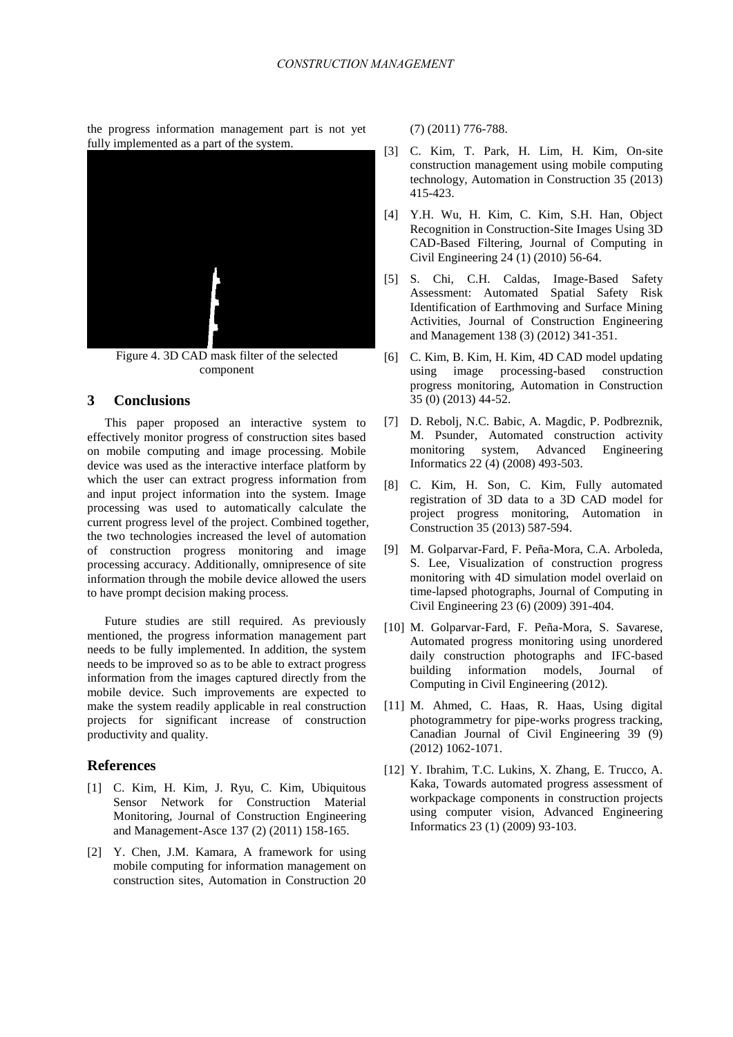the progress information management part is not yet fully implemented as a part of the system.

Figure 4. 3D CAD mask filter of the selected component

## 3 Conclusions

This paper proposed an interactive system to effectively monitor progress of construction sites based on mobile computing and image processing. Mobile device was used as the interactive interface platform by which the user can extract progress information from and input project information into the system. Image processing was used to automatically calculate the current progress level of the project. Combined together, the two technologies increased the level of automation of construction progress monitoring and image processing accuracy. Additionally, omnipresence of site information through the mobile device allowed the users to have prompt decision making process.

Future studies are still required. As previously mentioned, the progress information management part needs to be fully implemented. In addition, the system needs to be improved so as to be able to extract progress information from the images captured directly from the mobile device. Such improvements are expected to make the system readily applicable in real construction projects for significant increase of construction productivity and quality.

## References

[1] C. Kim, H. Kim, J. Ryu, C. Kim, Ubiquitous Sensor Network for Construction Material Monitoring, Journal of Construction Engineering and Management-Asce 137 (2) (2011) 158-165.

[2] Y. Chen, J.M. Kamara, A framework for using mobile computing for information management on construction sites, Automation in Construction 20 (7) (2011) 776-788.

[3] C. Kim, T. Park, H. Lim, H. Kim, On-site construction management using mobile computing technology, Automation in Construction 35 (2013) 415-423.

[4] Y.H. Wu, H. Kim, C. Kim, S.H. Han, Object Recognition in Construction-Site Images Using 3D CAD-Based Filtering, Journal of Computing in Civil Engineering 24 (1) (2010) 56-64.

[5] S. Chi, C.H. Caldas, Image-Based Safety Assessment: Automated Spatial Safety Risk Identification of Earthmoving and Surface Mining Activities, Journal of Construction Engineering and Management 138 (3) (2012) 341-351.

[6] C. Kim, B. Kim, H. Kim, 4D CAD model updating using image processing-based construction progress monitoring, Automation in Construction 35 (0) (2013) 44-52.

[7] D. Rebolj, N.C. Babic, A. Magdic, P. Podbreznik, M. Psunder, Automated construction activity monitoring system, Advanced Engineering Informatics 22 (4) (2008) 493-503.

[8] C. Kim, H. Son, C. Kim, Fully automated registration of 3D data to a 3D CAD model for project progress monitoring, Automation in Construction 35 (2013) 587-594.

[9] M. Golparvar-Fard, F. Peña-Mora, C.A. Arboleda, S. Lee, Visualization of construction progress monitoring with 4D simulation model overlaid on time-lapsed photographs, Journal of Computing in Civil Engineering 23 (6) (2009) 391-404.

[10] M. Golparvar-Fard, F. Peña-Mora, S. Savarese, Automated progress monitoring using unordered daily construction photographs and IFC-based building information models, Journal of Computing in Civil Engineering (2012).

[11] M. Ahmed, C. Haas, R. Haas, Using digital photogrammetry for pipe-works progress tracking, Canadian Journal of Civil Engineering 39 (9) (2012) 1062-1071.

[12] Y. Ibrahim, T.C. Lukins, X. Zhang, E. Trucco, A. Kaka, Towards automated progress assessment of workpackage components in construction projects using computer vision, Advanced Engineering Informatics 23 (1) (2009) 93-103.